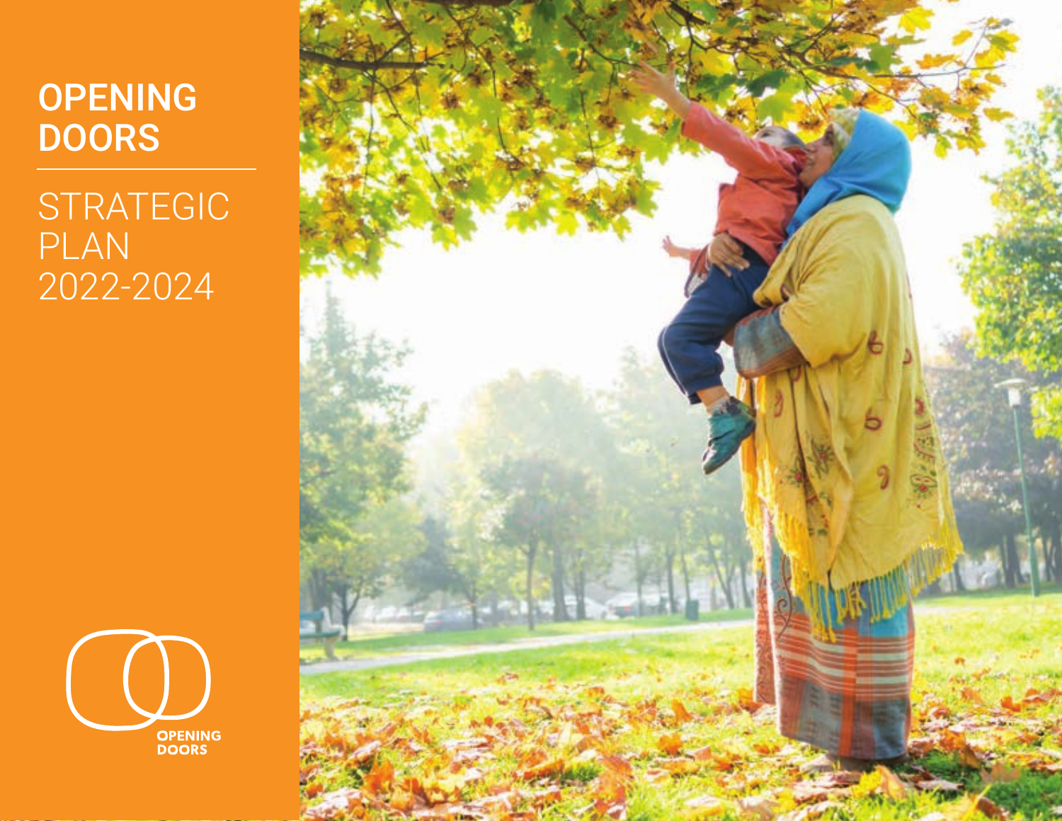# OPENING DOORS

## STRATEGIC PLAN 2022-2024

OPENING DOORS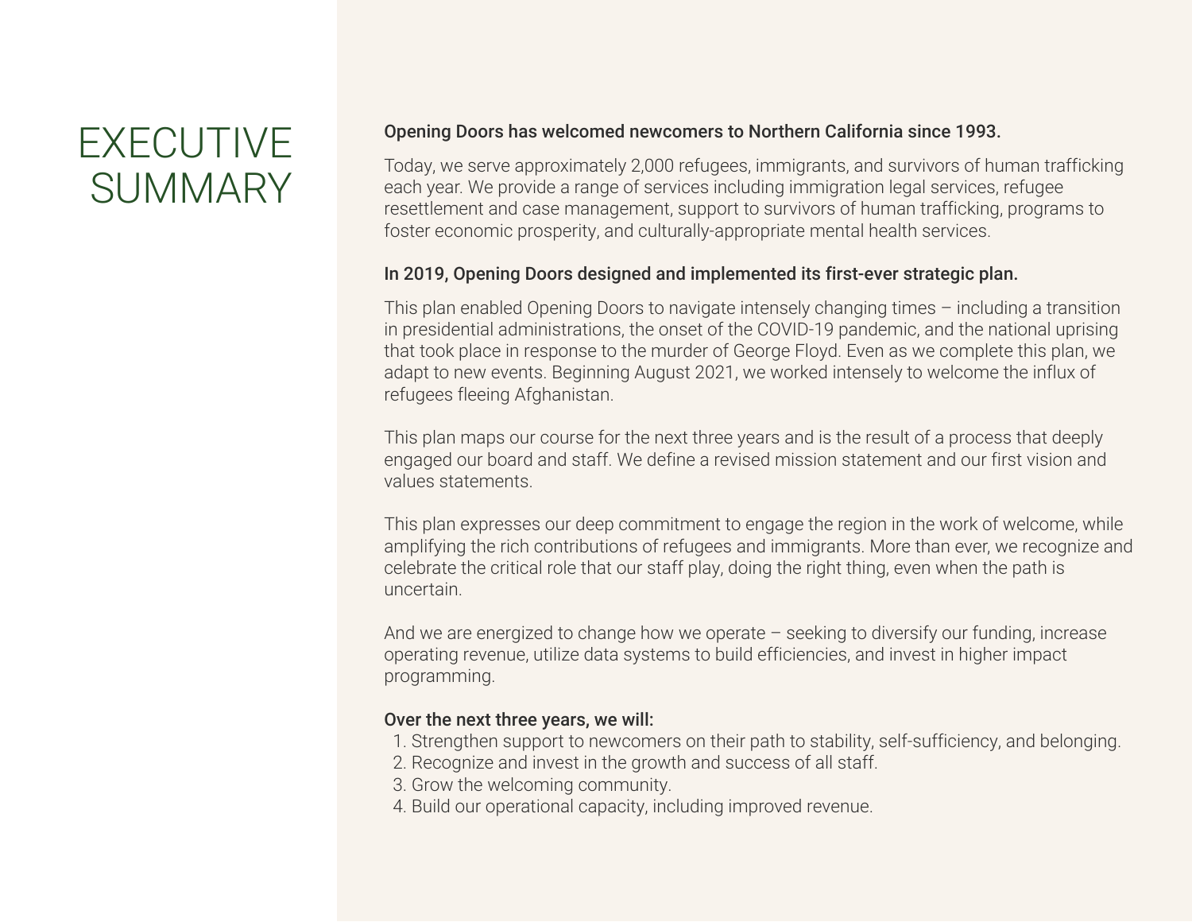# EXECUTIVE SUMMARY

**Opening Doors has welcomed newcomers to Northern California since 1993.**

Today, we serve approximately 2,000 refugees, immigrants, and survivors of human trafficking each year. We provide a range of services including immigration legal services, refugee resettlement and case management, support to survivors of human trafficking, programs to foster economic prosperity, and culturally-appropriate mental health services.

**In 2019, Opening Doors designed and implemented its first-ever strategic plan.**

This plan enabled Opening Doors to navigate intensely changing times – including a transition in presidential administrations, the onset of the COVID-19 pandemic, and the national uprising that took place in response to the murder of George Floyd. Even as we complete this plan, we adapt to new events. Beginning August 2021, we worked intensely to welcome the influx of refugees fleeing Afghanistan.

This plan maps our course for the next three years and is the result of a process that deeply engaged our board and staff. We define a revised mission statement and our first vision and values statements.

This plan expresses our deep commitment to engage the region in the work of welcome, while amplifying the rich contributions of refugees and immigrants. More than ever, we recognize and celebrate the critical role that our staff play, doing the right thing, even when the path is uncertain.

And we are energized to change how we operate – seeking to diversify our funding, increase operating revenue, utilize data systems to build efficiencies, and invest in higher impact programming.

**Over the next three years, we will:**

1. Strengthen support to newcomers on their path to stability, self-sufficiency, and belonging.
2. Recognize and invest in the growth and success of all staff.
3. Grow the welcoming community.
4. Build our operational capacity, including improved revenue.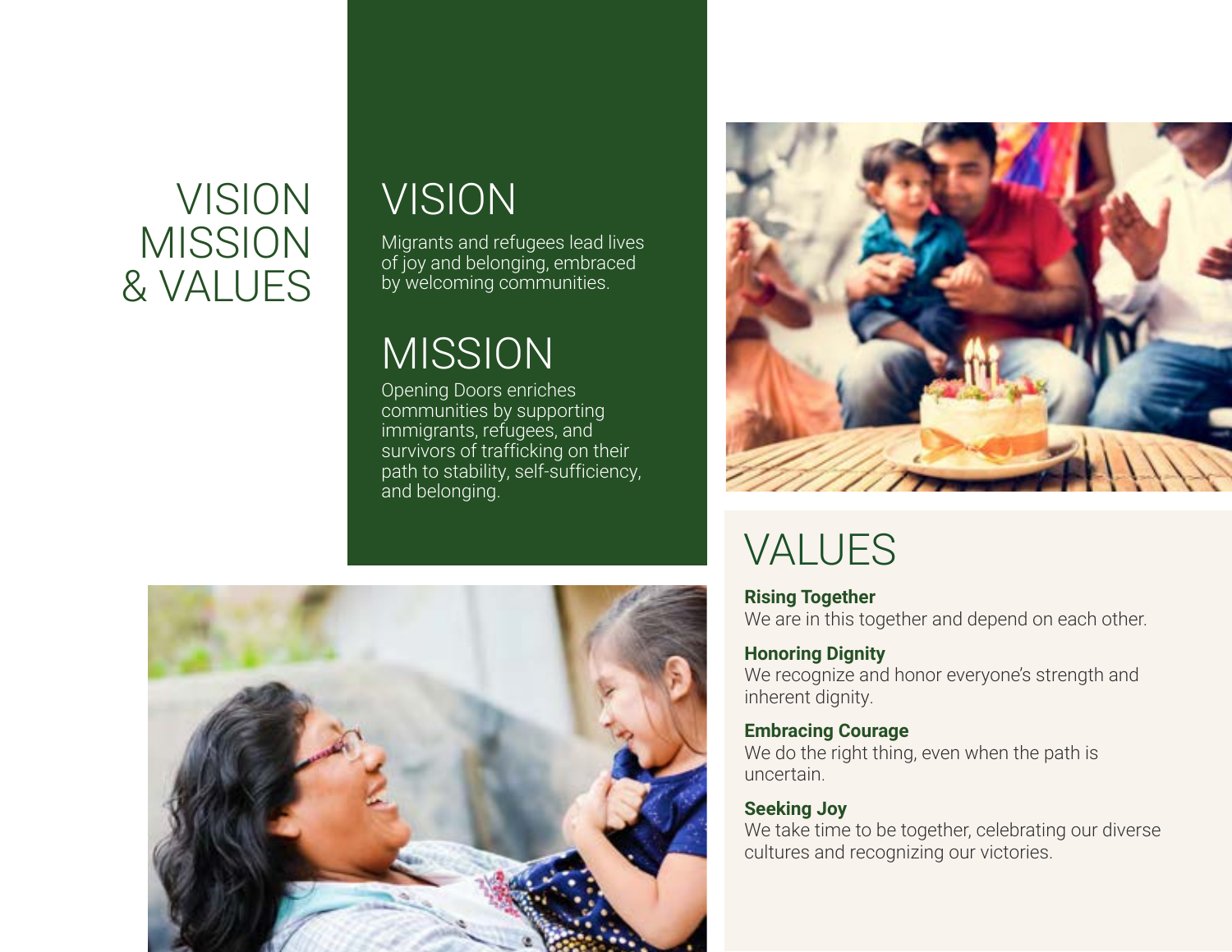# VISION MISSION & VALUES

## VISION

Migrants and refugees lead lives of joy and belonging, embraced by welcoming communities.

## MISSION

Opening Doors enriches communities by supporting immigrants, refugees, and survivors of trafficking on their path to stability, self-sufficiency, and belonging.

## VALUES

**Rising Together**
We are in this together and depend on each other.

**Honoring Dignity**
We recognize and honor everyone's strength and inherent dignity.

**Embracing Courage**
We do the right thing, even when the path is uncertain.

**Seeking Joy**
We take time to be together, celebrating our diverse cultures and recognizing our victories.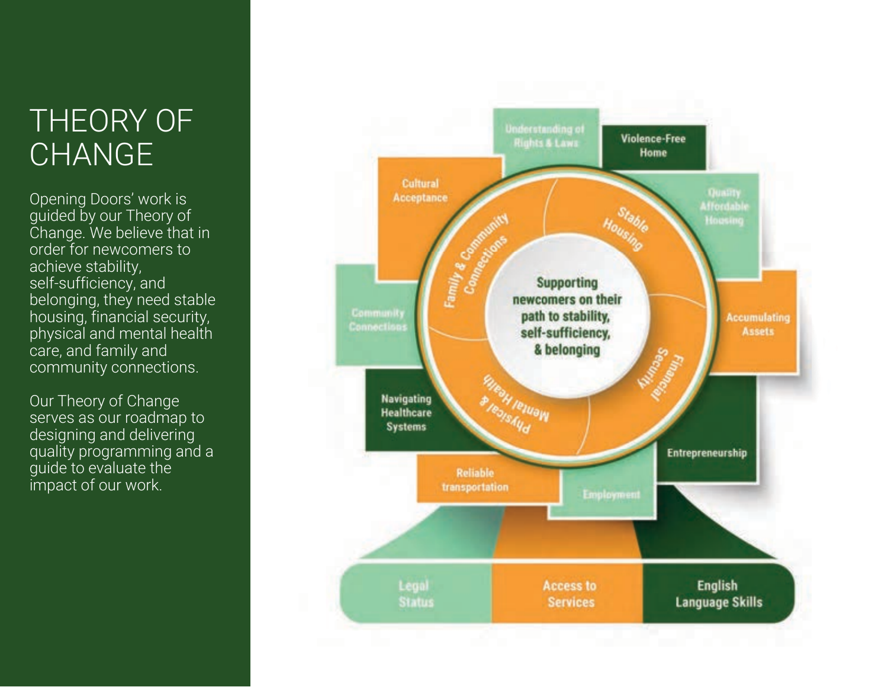# THEORY OF CHANGE

Opening Doors' work is guided by our Theory of Change. We believe that in order for newcomers to achieve stability, self-sufficiency, and belonging, they need stable housing, financial security, physical and mental health care, and family and community connections.

Our Theory of Change serves as our roadmap to designing and delivering quality programming and a guide to evaluate the impact of our work.

Supporting newcomers on their path to stability, self-sufficiency, & belonging

Stable Housing

Financial Security

Physical & Mental Health

Family & Community Connections

Understanding of Rights & Laws

Violence-Free Home

Quality Affordable Housing

Accumulating Assets

Entrepreneurship

Employment

Reliable transportation

Navigating Healthcare Systems

Community Connections

Cultural Acceptance

Legal Status

Access to Services

English Language Skills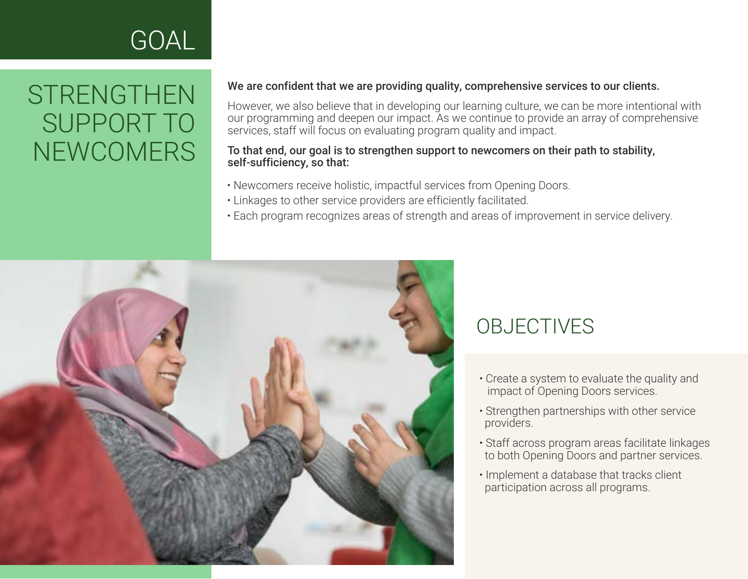# GOAL

## STRENGTHEN SUPPORT TO NEWCOMERS

**We are confident that we are providing quality, comprehensive services to our clients.**

However, we also believe that in developing our learning culture, we can be more intentional with our programming and deepen our impact. As we continue to provide an array of comprehensive services, staff will focus on evaluating program quality and impact.

**To that end, our goal is to strengthen support to newcomers on their path to stability, self-sufficiency, so that:**

- Newcomers receive holistic, impactful services from Opening Doors.
- Linkages to other service providers are efficiently facilitated.
- Each program recognizes areas of strength and areas of improvement in service delivery.

## OBJECTIVES

- Create a system to evaluate the quality and impact of Opening Doors services.
- Strengthen partnerships with other service providers.
- Staff across program areas facilitate linkages to both Opening Doors and partner services.
- Implement a database that tracks client participation across all programs.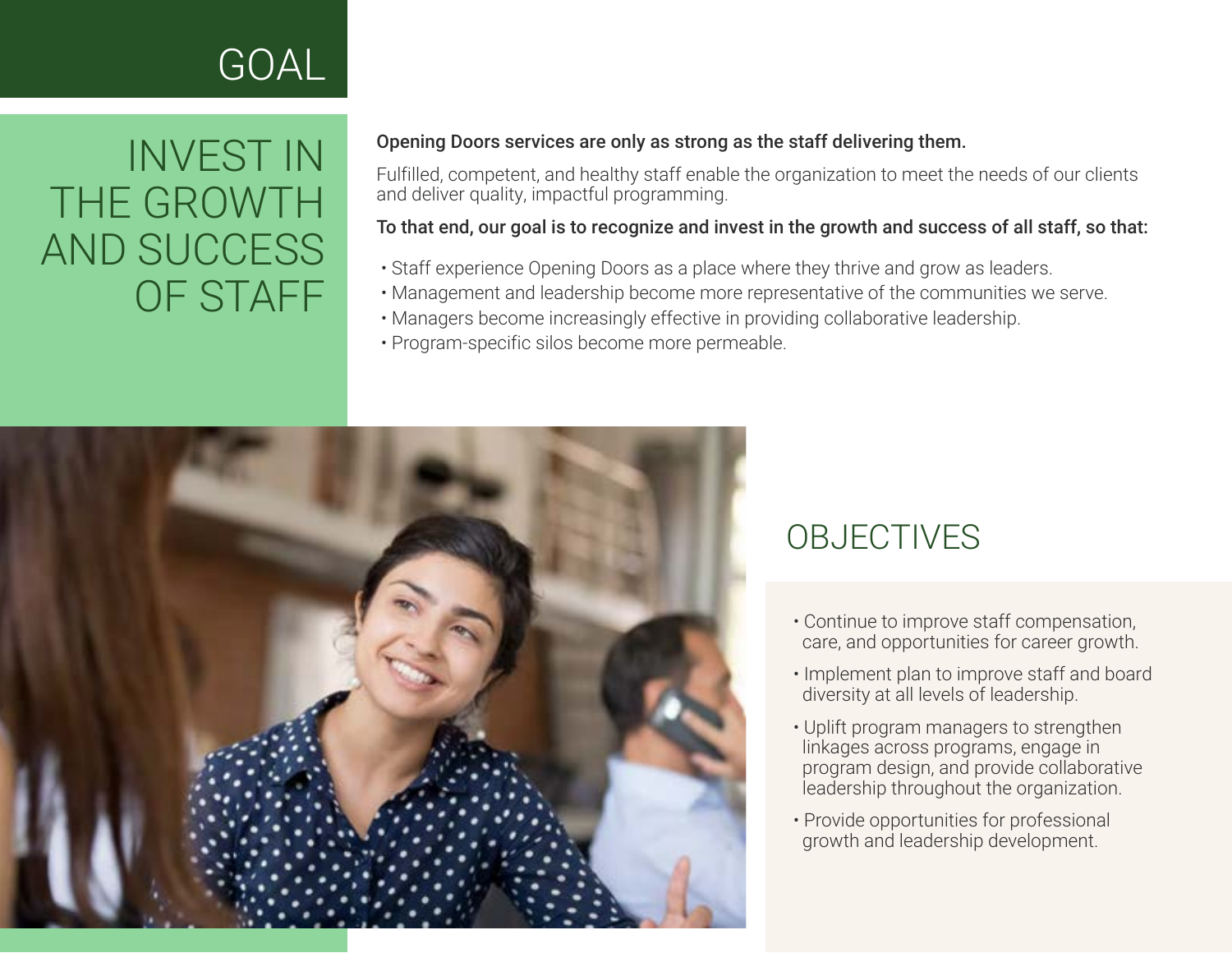# GOAL

## INVEST IN THE GROWTH AND SUCCESS OF STAFF

**Opening Doors services are only as strong as the staff delivering them.**

Fulfilled, competent, and healthy staff enable the organization to meet the needs of our clients and deliver quality, impactful programming.

**To that end, our goal is to recognize and invest in the growth and success of all staff, so that:**

- Staff experience Opening Doors as a place where they thrive and grow as leaders.
- Management and leadership become more representative of the communities we serve.
- Managers become increasingly effective in providing collaborative leadership.
- Program-specific silos become more permeable.

## OBJECTIVES

- Continue to improve staff compensation, care, and opportunities for career growth.
- Implement plan to improve staff and board diversity at all levels of leadership.
- Uplift program managers to strengthen linkages across programs, engage in program design, and provide collaborative leadership throughout the organization.
- Provide opportunities for professional growth and leadership development.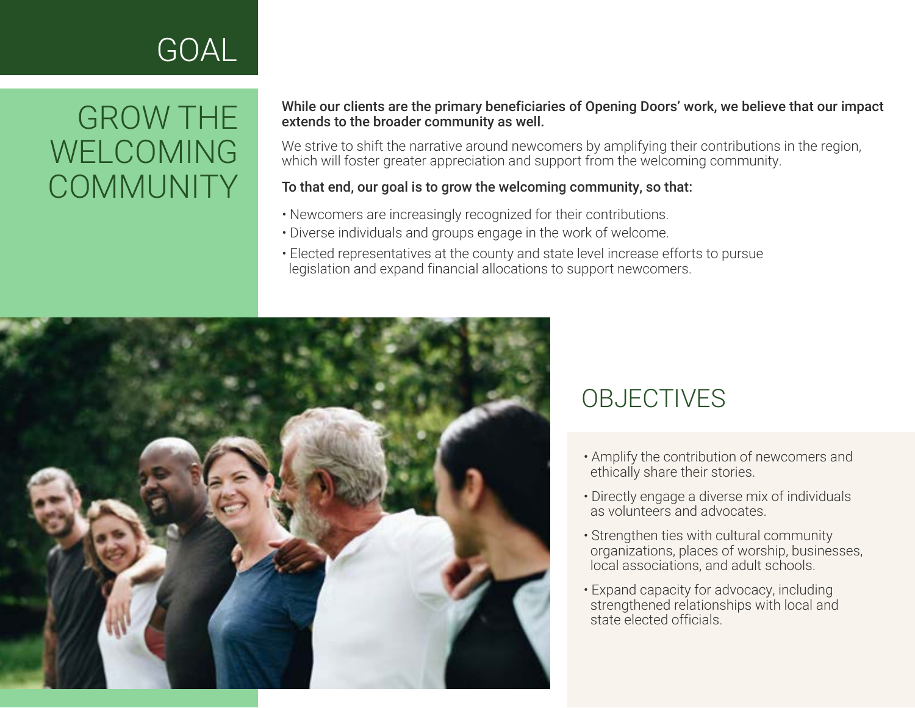# GOAL

## GROW THE WELCOMING COMMUNITY

**While our clients are the primary beneficiaries of Opening Doors' work, we believe that our impact extends to the broader community as well.**

We strive to shift the narrative around newcomers by amplifying their contributions in the region, which will foster greater appreciation and support from the welcoming community.

**To that end, our goal is to grow the welcoming community, so that:**

- Newcomers are increasingly recognized for their contributions.
- Diverse individuals and groups engage in the work of welcome.
- Elected representatives at the county and state level increase efforts to pursue legislation and expand financial allocations to support newcomers.

## OBJECTIVES

- Amplify the contribution of newcomers and ethically share their stories.
- Directly engage a diverse mix of individuals as volunteers and advocates.
- Strengthen ties with cultural community organizations, places of worship, businesses, local associations, and adult schools.
- Expand capacity for advocacy, including strengthened relationships with local and state elected officials.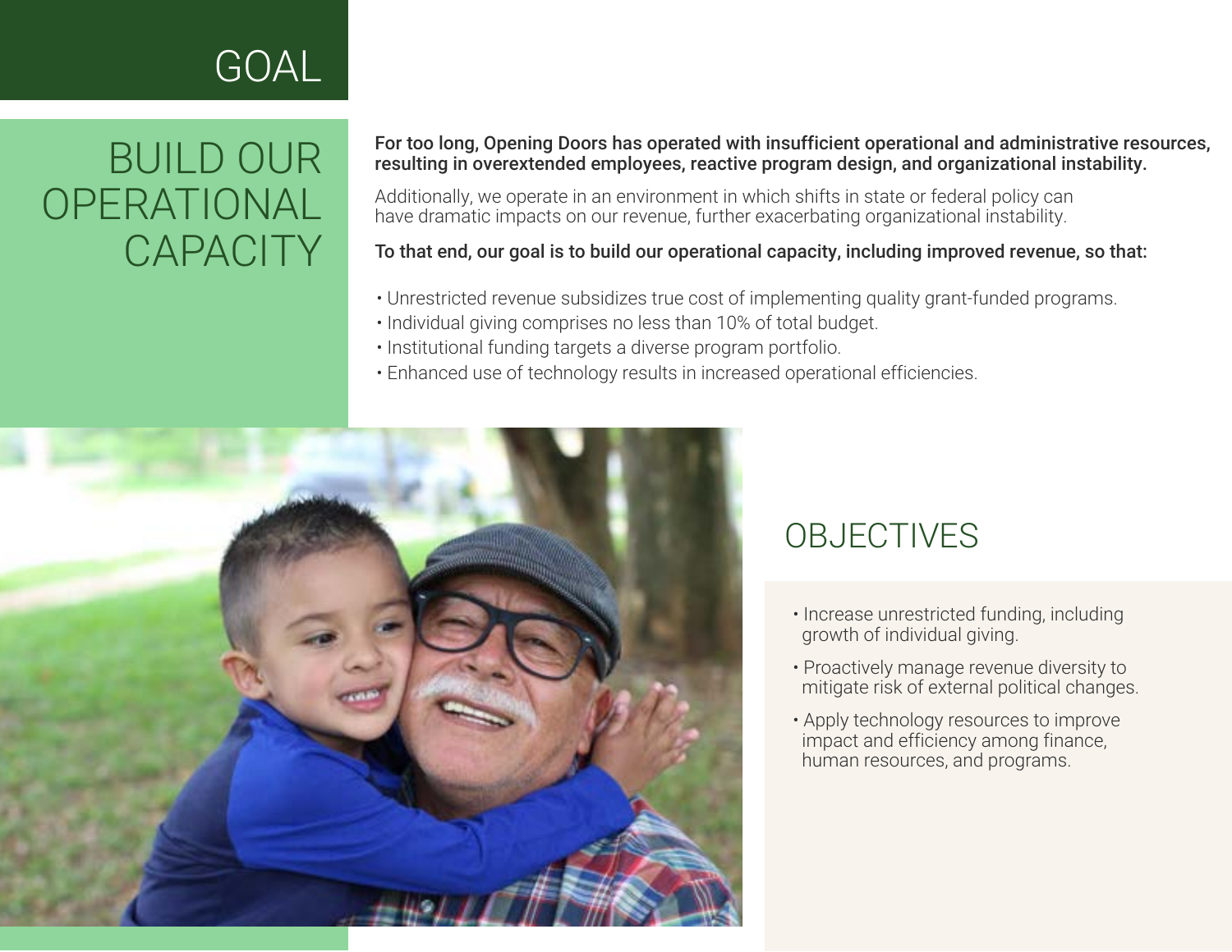# GOAL

## BUILD OUR OPERATIONAL CAPACITY

**For too long, Opening Doors has operated with insufficient operational and administrative resources, resulting in overextended employees, reactive program design, and organizational instability.**

Additionally, we operate in an environment in which shifts in state or federal policy can have dramatic impacts on our revenue, further exacerbating organizational instability.

**To that end, our goal is to build our operational capacity, including improved revenue, so that:**

- Unrestricted revenue subsidizes true cost of implementing quality grant-funded programs.
- Individual giving comprises no less than 10% of total budget.
- Institutional funding targets a diverse program portfolio.
- Enhanced use of technology results in increased operational efficiencies.

## OBJECTIVES

- Increase unrestricted funding, including growth of individual giving.
- Proactively manage revenue diversity to mitigate risk of external political changes.
- Apply technology resources to improve impact and efficiency among finance, human resources, and programs.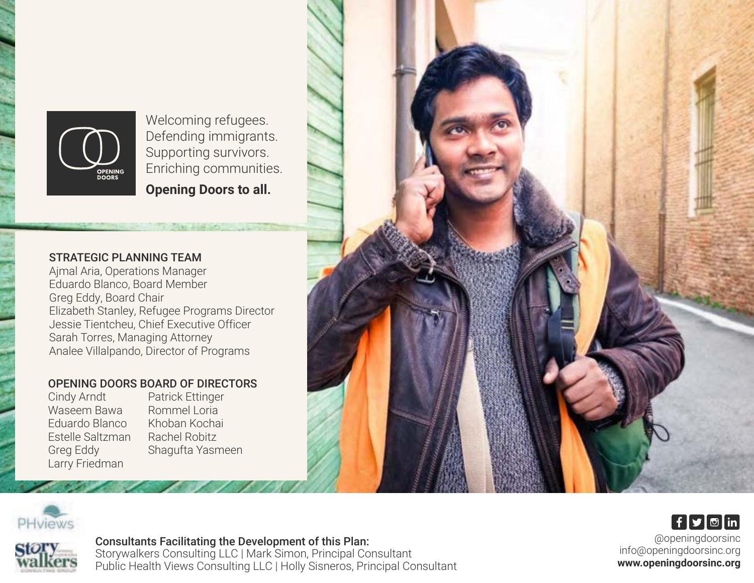Welcoming refugees.
Defending immigrants.
Supporting survivors.
Enriching communities.

**Opening Doors to all.**

## STRATEGIC PLANNING TEAM

Ajmal Aria, Operations Manager
Eduardo Blanco, Board Member
Greg Eddy, Board Chair
Elizabeth Stanley, Refugee Programs Director
Jessie Tientcheu, Chief Executive Officer
Sarah Torres, Managing Attorney
Analee Villalpando, Director of Programs

## OPENING DOORS BOARD OF DIRECTORS

Cindy Arndt
Waseem Bawa
Eduardo Blanco
Estelle Saltzman
Greg Eddy
Larry Friedman
Patrick Ettinger
Rommel Loria
Khoban Kochai
Rachel Robitz
Shagufta Yasmeen

**Consultants Facilitating the Development of this Plan:**
Storywalkers Consulting LLC | Mark Simon, Principal Consultant
Public Health Views Consulting LLC | Holly Sisneros, Principal Consultant

@openingdoorsinc
info@openingdoorsinc.org
**www.openingdoorsinc.org**